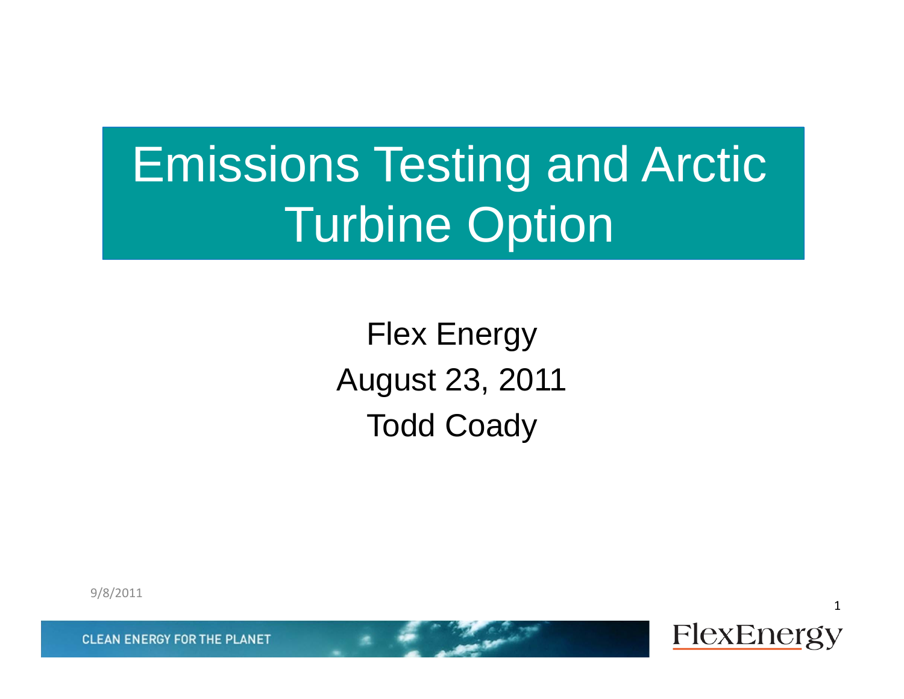# Emissions Testing and Arctic Turbine Option

Flex Energy

August 23, 2011

Todd Coady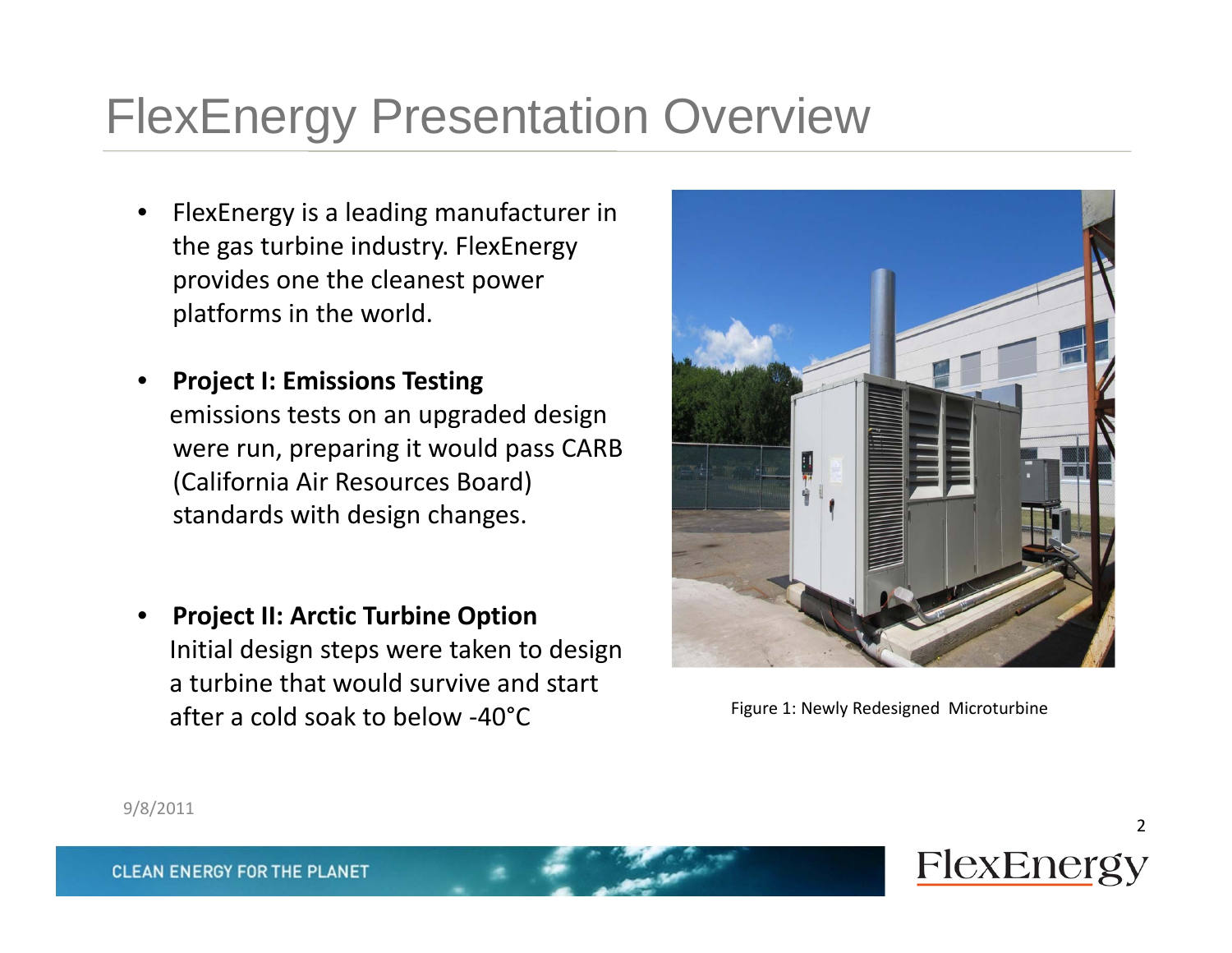# FlexEnergy Presentation Overview

- FlexEnergy is a leading manufacturer in the gas turbine industry. FlexEnergy provides one the cleanest power platforms in the world.

- **Project I: Emissions Testing**
  emissions tests on an upgraded design were run, preparing it would pass CARB (California Air Resources Board) standards with design changes.

- **Project II: Arctic Turbine Option**
  Initial design steps were taken to design a turbine that would survive and start after a cold soak to below -40°C

Figure 1: Newly Redesigned Microturbine

9/8/2011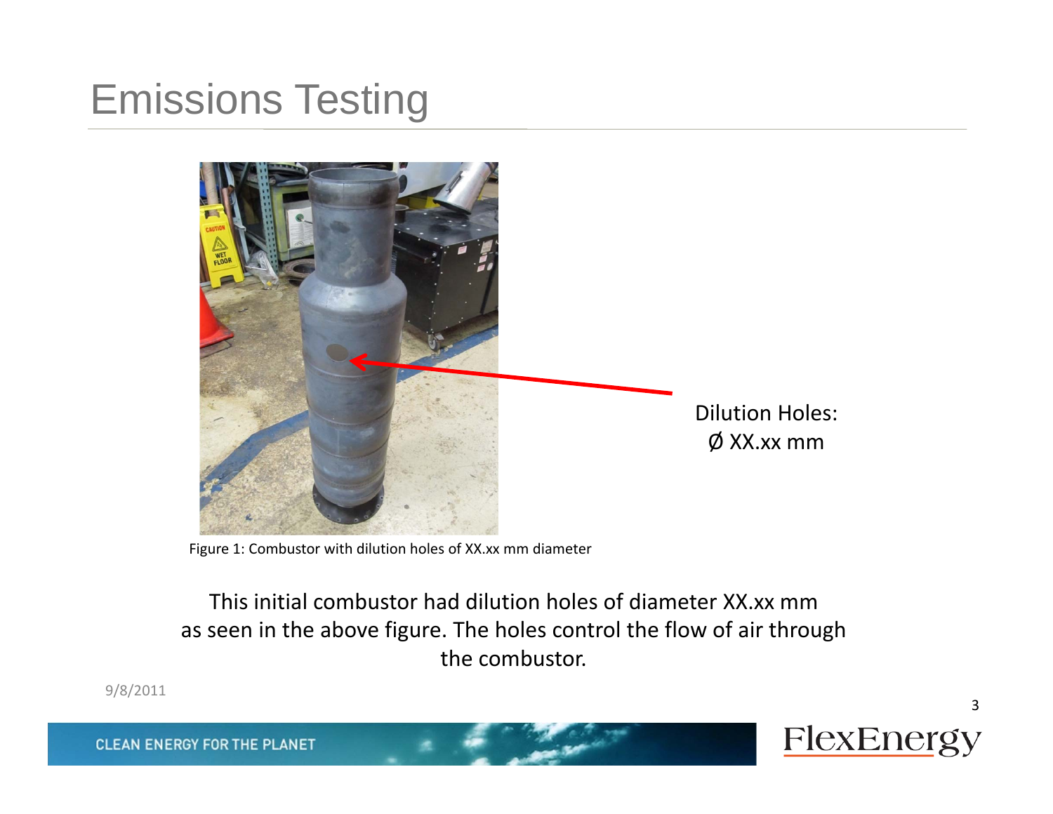# Emissions Testing

Dilution Holes:
Ø XX.xx mm

Figure 1: Combustor with dilution holes of XX.xx mm diameter

This initial combustor had dilution holes of diameter XX.xx mm as seen in the above figure. The holes control the flow of air through the combustor.

9/8/2011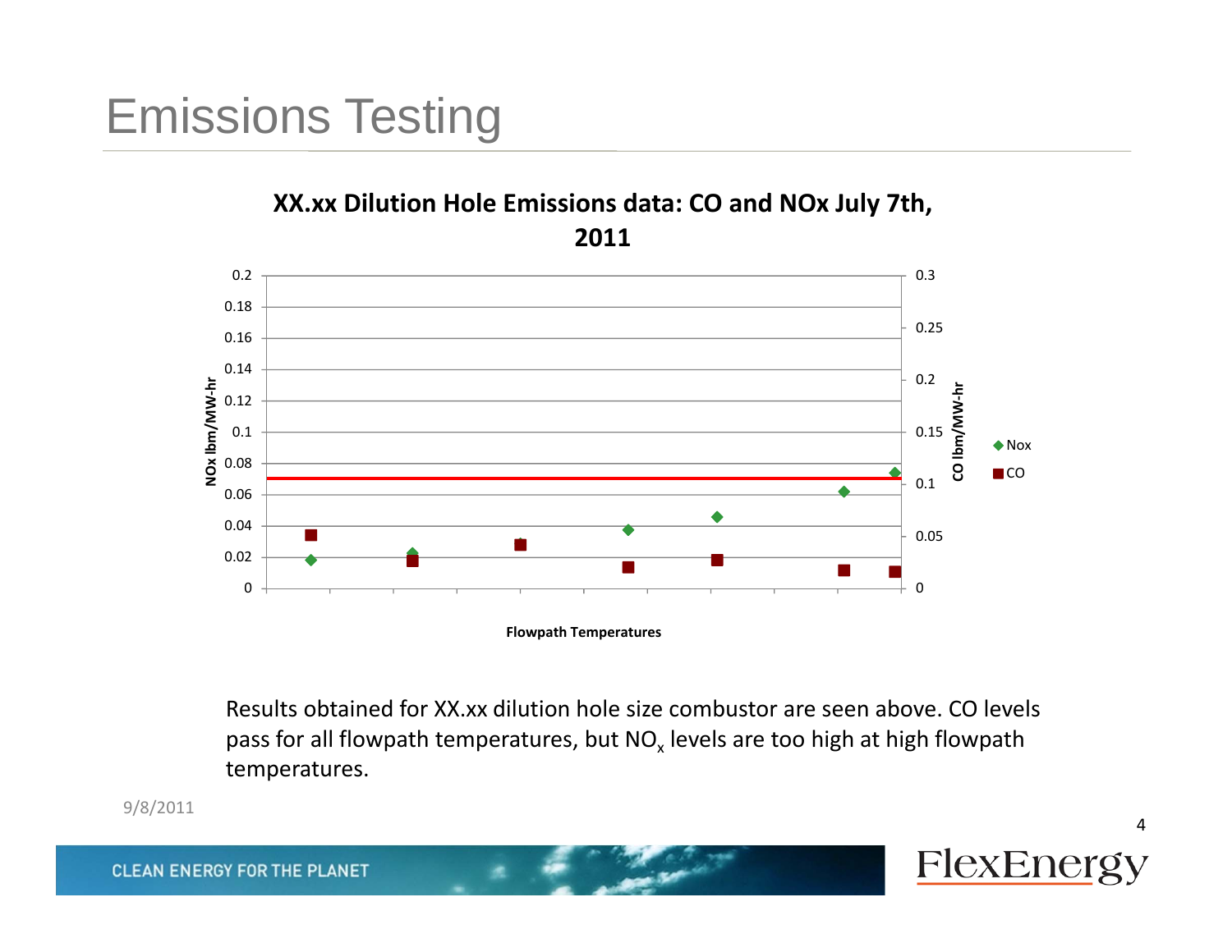# Emissions Testing

**XX.xx Dilution Hole Emissions data: CO and NOx July 7th, 2011**

Results obtained for XX.xx dilution hole size combustor are seen above. CO levels pass for all flowpath temperatures, but $NO_x$ levels are too high at high flowpath temperatures.

9/8/2011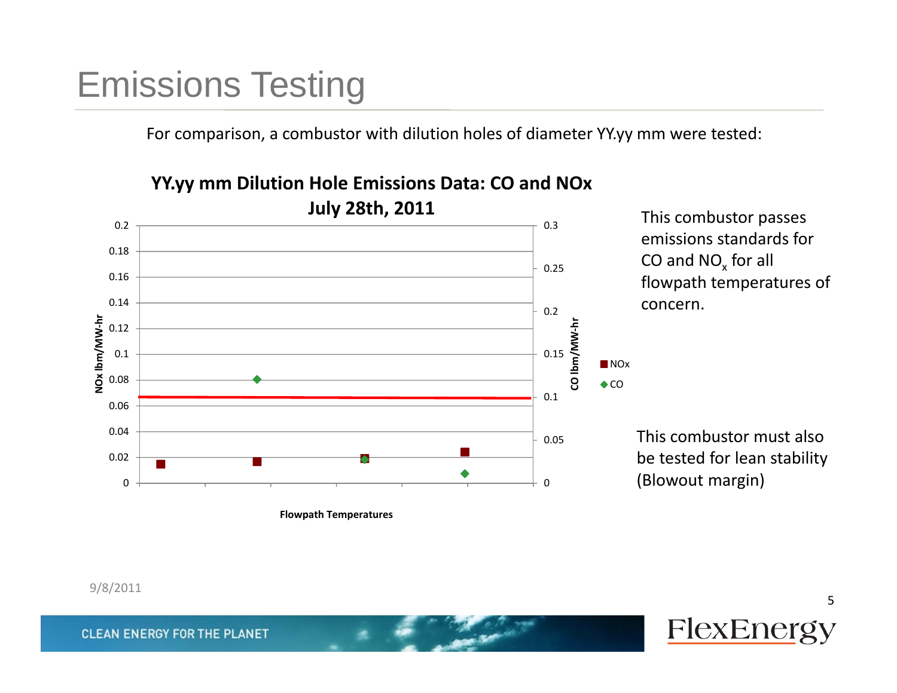# Emissions Testing

For comparison, a combustor with dilution holes of diameter YY.yy mm were tested:

**YY.yy mm Dilution Hole Emissions Data: CO and NOx**
**July 28th, 2011**

This combustor passes emissions standards for CO and $NO_x$ for all flowpath temperatures of concern.

This combustor must also be tested for lean stability (Blowout margin)

9/8/2011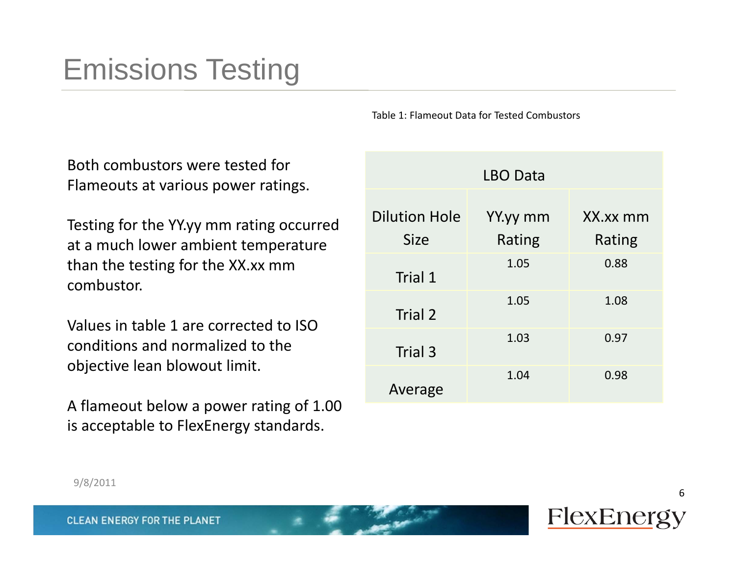# Emissions Testing

Both combustors were tested for Flameouts at various power ratings.

Testing for the YY.yy mm rating occurred at a much lower ambient temperature than the testing for the XX.xx mm combustor.

Values in table 1 are corrected to ISO conditions and normalized to the objective lean blowout limit.

A flameout below a power rating of 1.00 is acceptable to FlexEnergy standards.

Table 1: Flameout Data for Tested Combustors

| LBO Data | | |
|---|---|---|
| Dilution Hole Size | YY.yy mm Rating | XX.xx mm Rating |
| Trial 1 | 1.05 | 0.88 |
| Trial 2 | 1.05 | 1.08 |
| Trial 3 | 1.03 | 0.97 |
| Average | 1.04 | 0.98 |

9/8/2011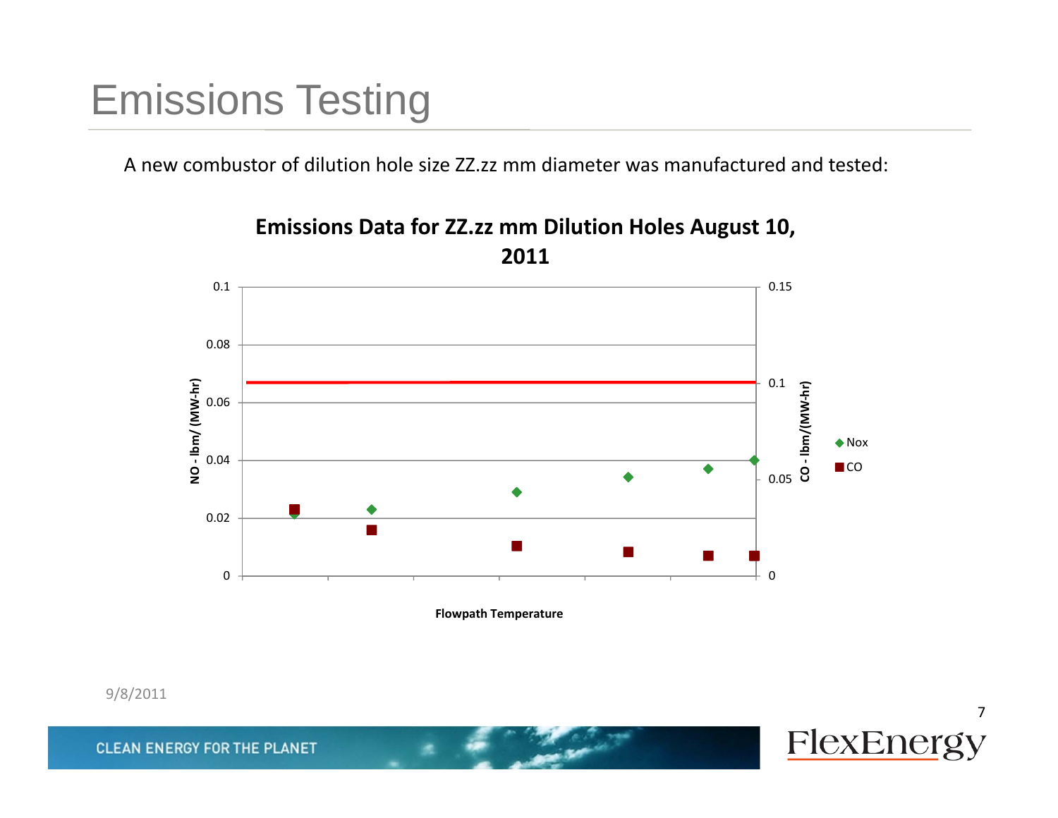# Emissions Testing

A new combustor of dilution hole size ZZ.zz mm diameter was manufactured and tested:

**Emissions Data for ZZ.zz mm Dilution Holes August 10, 2011**

NO - lbm/ (MW-hr): 0, 0.02, 0.04, 0.06, 0.08, 0.1

CO - lbm/(MW-hr): 0, 0.05, 0.1, 0.15

Flowpath Temperature

◆ Nox
■ CO

9/8/2011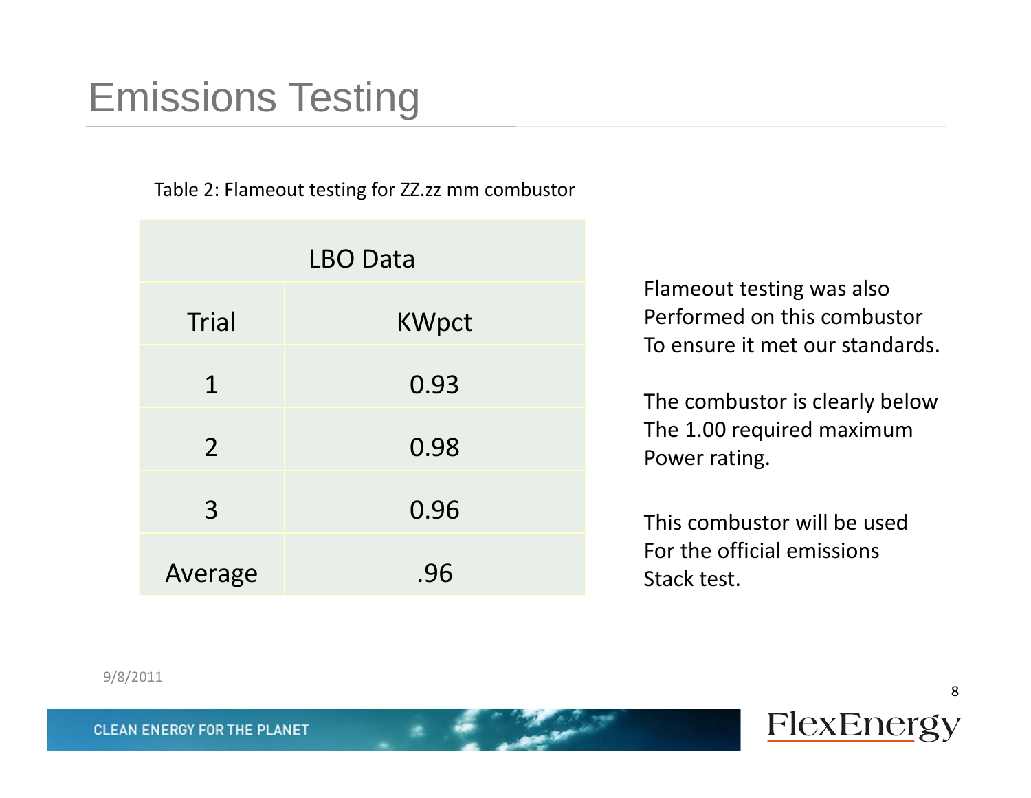# Emissions Testing

Table 2: Flameout testing for ZZ.zz mm combustor

| LBO Data | |
|---|---|
| Trial | KWpct |
| 1 | 0.93 |
| 2 | 0.98 |
| 3 | 0.96 |
| Average | .96 |

Flameout testing was also Performed on this combustor To ensure it met our standards.

The combustor is clearly below The 1.00 required maximum Power rating.

This combustor will be used For the official emissions Stack test.

9/8/2011

CLEAN ENERGY FOR THE PLANET

FlexEnergy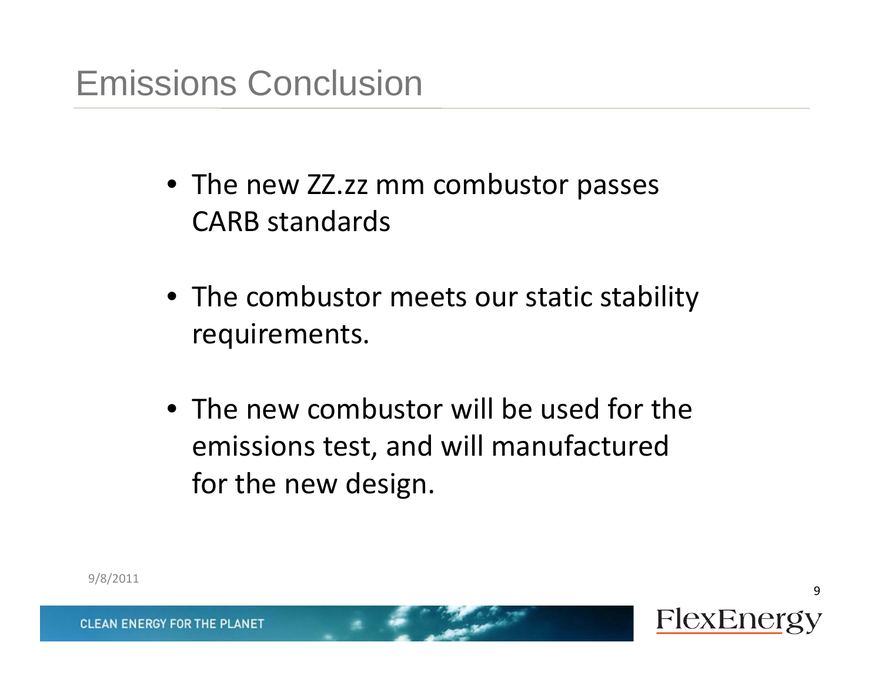# Emissions Conclusion

- The new ZZ.zz mm combustor passes CARB standards
- The combustor meets our static stability requirements.
- The new combustor will be used for the emissions test, and will manufactured for the new design.

9/8/2011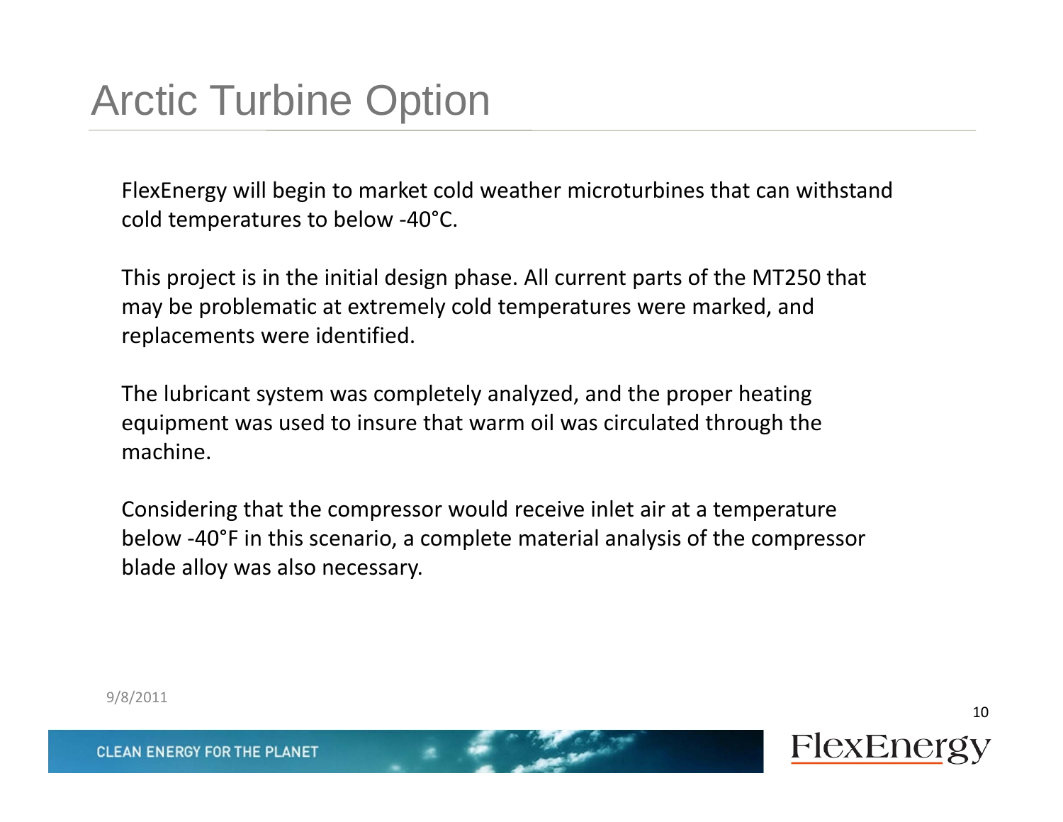# Arctic Turbine Option

FlexEnergy will begin to market cold weather microturbines that can withstand cold temperatures to below -40°C.

This project is in the initial design phase. All current parts of the MT250 that may be problematic at extremely cold temperatures were marked, and replacements were identified.

The lubricant system was completely analyzed, and the proper heating equipment was used to insure that warm oil was circulated through the machine.

Considering that the compressor would receive inlet air at a temperature below -40°F in this scenario, a complete material analysis of the compressor blade alloy was also necessary.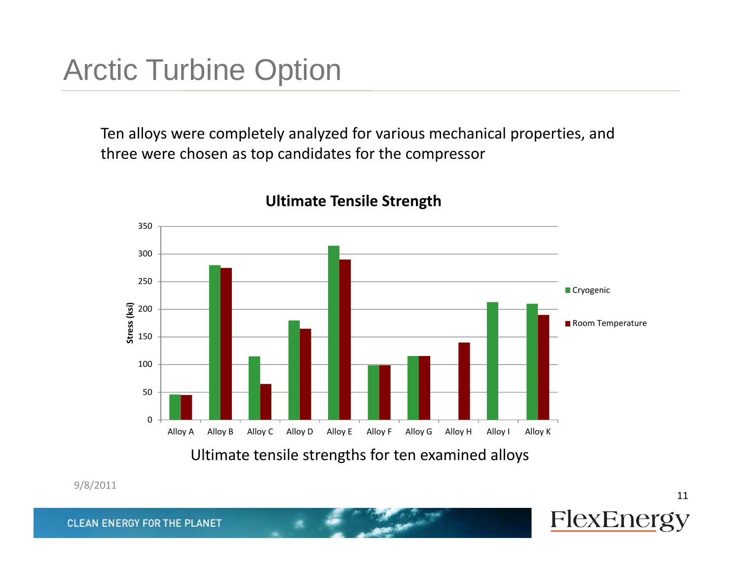# Arctic Turbine Option

Ten alloys were completely analyzed for various mechanical properties, and three were chosen as top candidates for the compressor

Ultimate tensile strengths for ten examined alloys

9/8/2011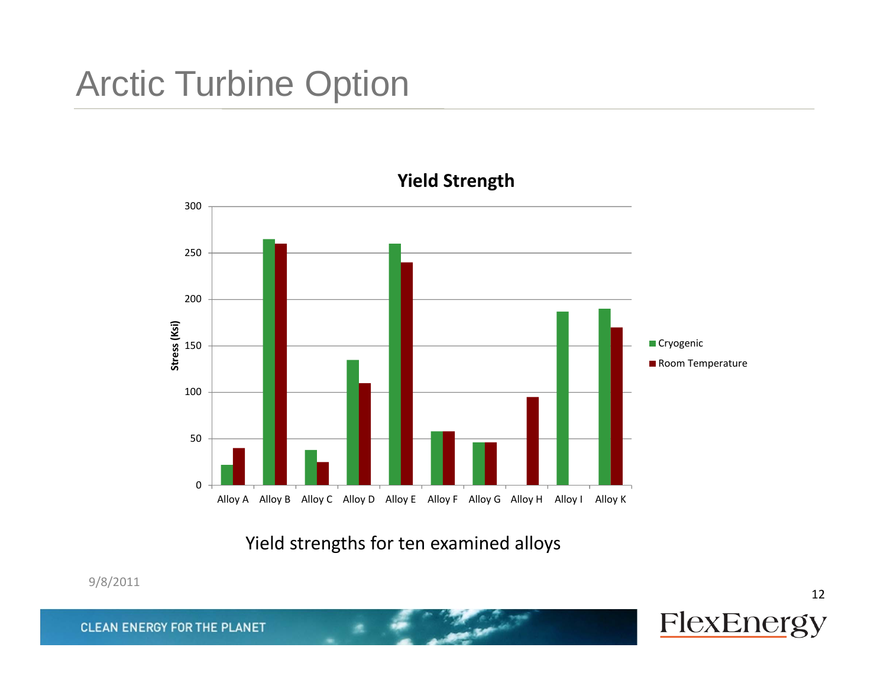# Arctic Turbine Option

**Yield Strength**

| | Cryogenic | Room Temperature |
|---|---|---|
| Alloy A | 22 | 40 |
| Alloy B | 265 | 260 |
| Alloy C | 38 | 25 |
| Alloy D | 135 | 110 |
| Alloy E | 260 | 240 |
| Alloy F | 58 | 58 |
| Alloy G | 46 | 46 |
| Alloy H | | 95 |
| Alloy I | 187 | |
| Alloy K | 190 | 170 |

Stress (Ksi)

Yield strengths for ten examined alloys

9/8/2011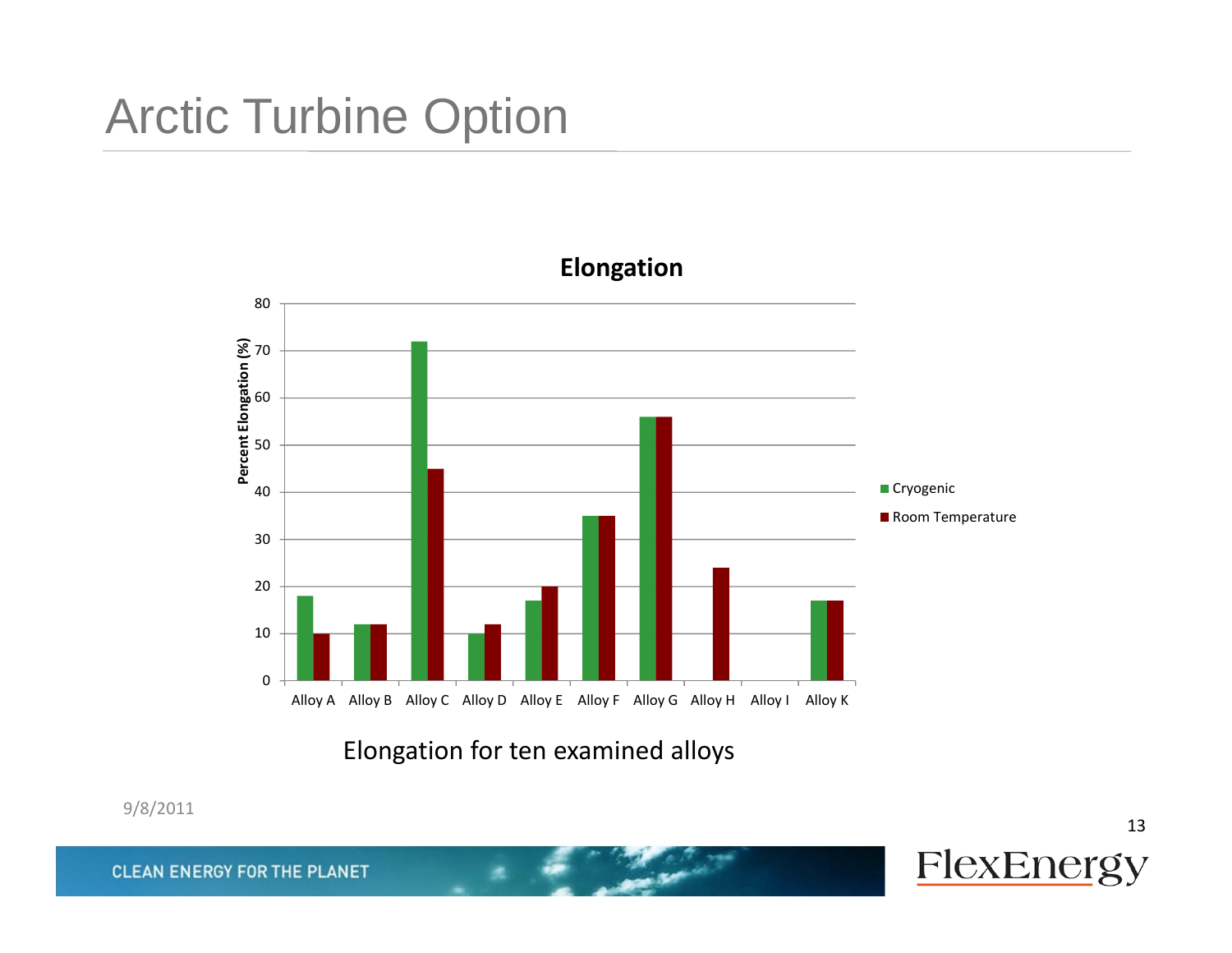# Arctic Turbine Option

**Elongation**

| | Cryogenic | Room Temperature |
|---|---|---|
| Alloy A | 18 | 10 |
| Alloy B | 12 | 12 |
| Alloy C | 72 | 45 |
| Alloy D | 10 | 12 |
| Alloy E | 17 | 20 |
| Alloy F | 35 | 35 |
| Alloy G | 56 | 56 |
| Alloy H | | 24 |
| Alloy I | | |
| Alloy K | 17 | 17 |

Percent Elongation (%)

Elongation for ten examined alloys

9/8/2011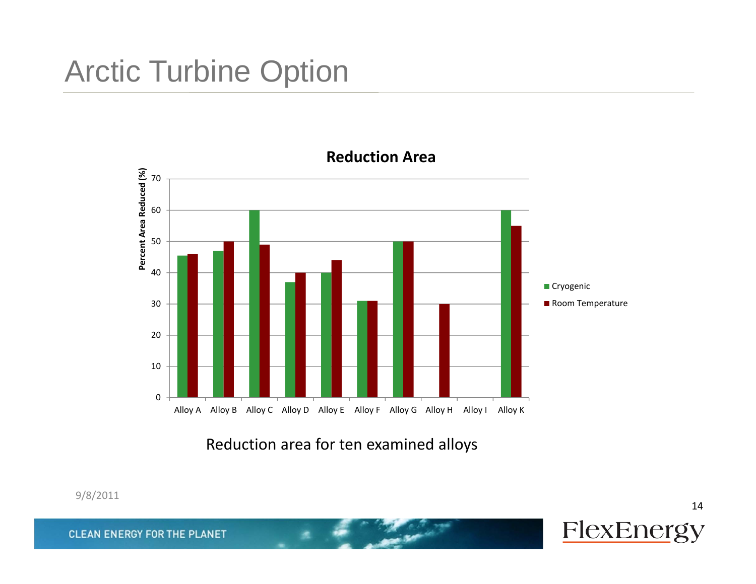# Arctic Turbine Option

**Reduction Area**

Percent Area Reduced (%)

| Alloy | Cryogenic | Room Temperature |
|---|---|---|
| Alloy A | 45.5 | 46 |
| Alloy B | 47 | 50 |
| Alloy C | 60 | 49 |
| Alloy D | 37 | 40 |
| Alloy E | 40 | 44 |
| Alloy F | 31 | 31 |
| Alloy G | 50 | 50 |
| Alloy H | | 30 |
| Alloy I | | |
| Alloy K | 60 | 55 |

Reduction area for ten examined alloys

9/8/2011

CLEAN ENERGY FOR THE PLANET

FlexEnergy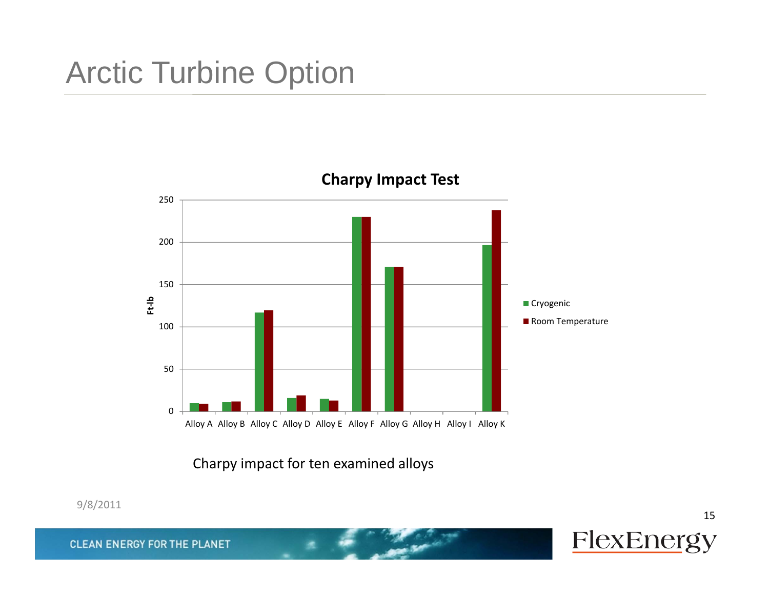# Arctic Turbine Option

**Charpy Impact Test**

Charpy impact for ten examined alloys

9/8/2011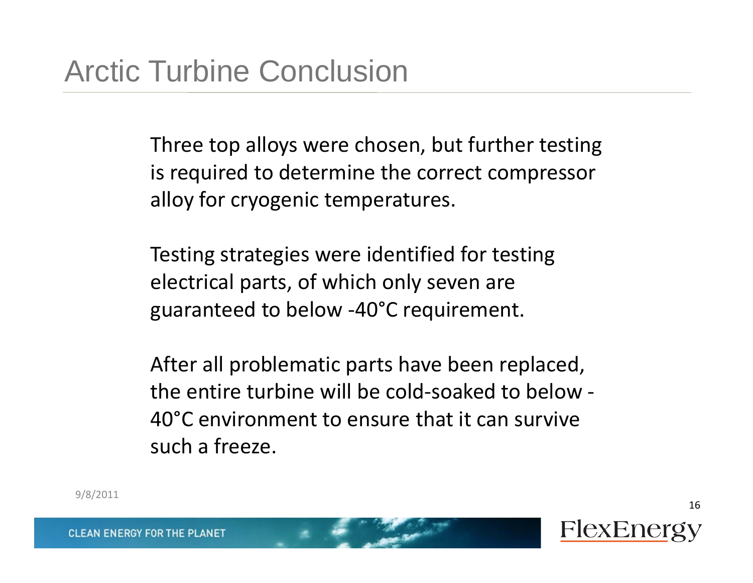# Arctic Turbine Conclusion

Three top alloys were chosen, but further testing is required to determine the correct compressor alloy for cryogenic temperatures.

Testing strategies were identified for testing electrical parts, of which only seven are guaranteed to below -40°C requirement.

After all problematic parts have been replaced, the entire turbine will be cold-soaked to below -40°C environment to ensure that it can survive such a freeze.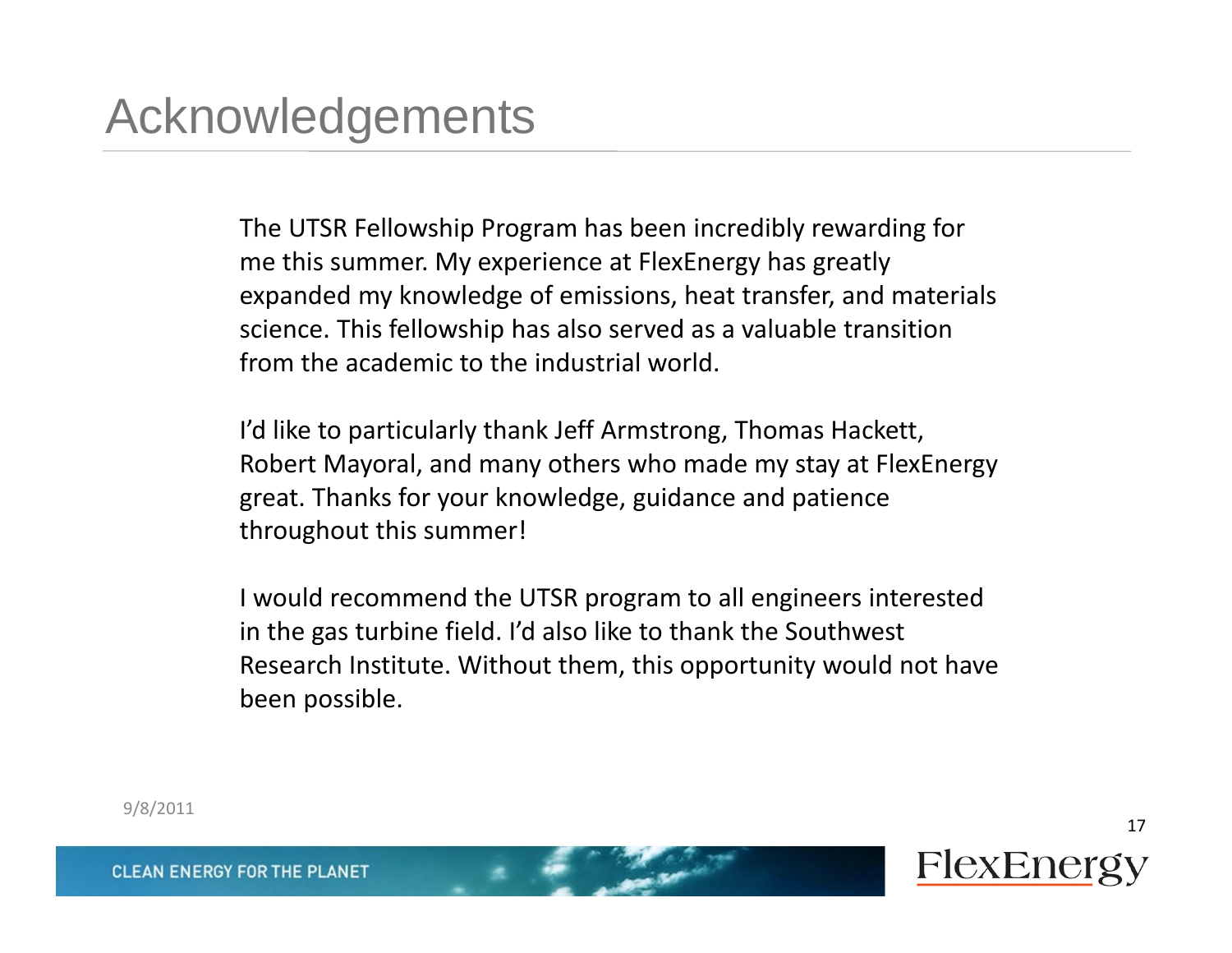# Acknowledgements

The UTSR Fellowship Program has been incredibly rewarding for me this summer. My experience at FlexEnergy has greatly expanded my knowledge of emissions, heat transfer, and materials science. This fellowship has also served as a valuable transition from the academic to the industrial world.

I'd like to particularly thank Jeff Armstrong, Thomas Hackett, Robert Mayoral, and many others who made my stay at FlexEnergy great. Thanks for your knowledge, guidance and patience throughout this summer!

I would recommend the UTSR program to all engineers interested in the gas turbine field. I'd also like to thank the Southwest Research Institute. Without them, this opportunity would not have been possible.